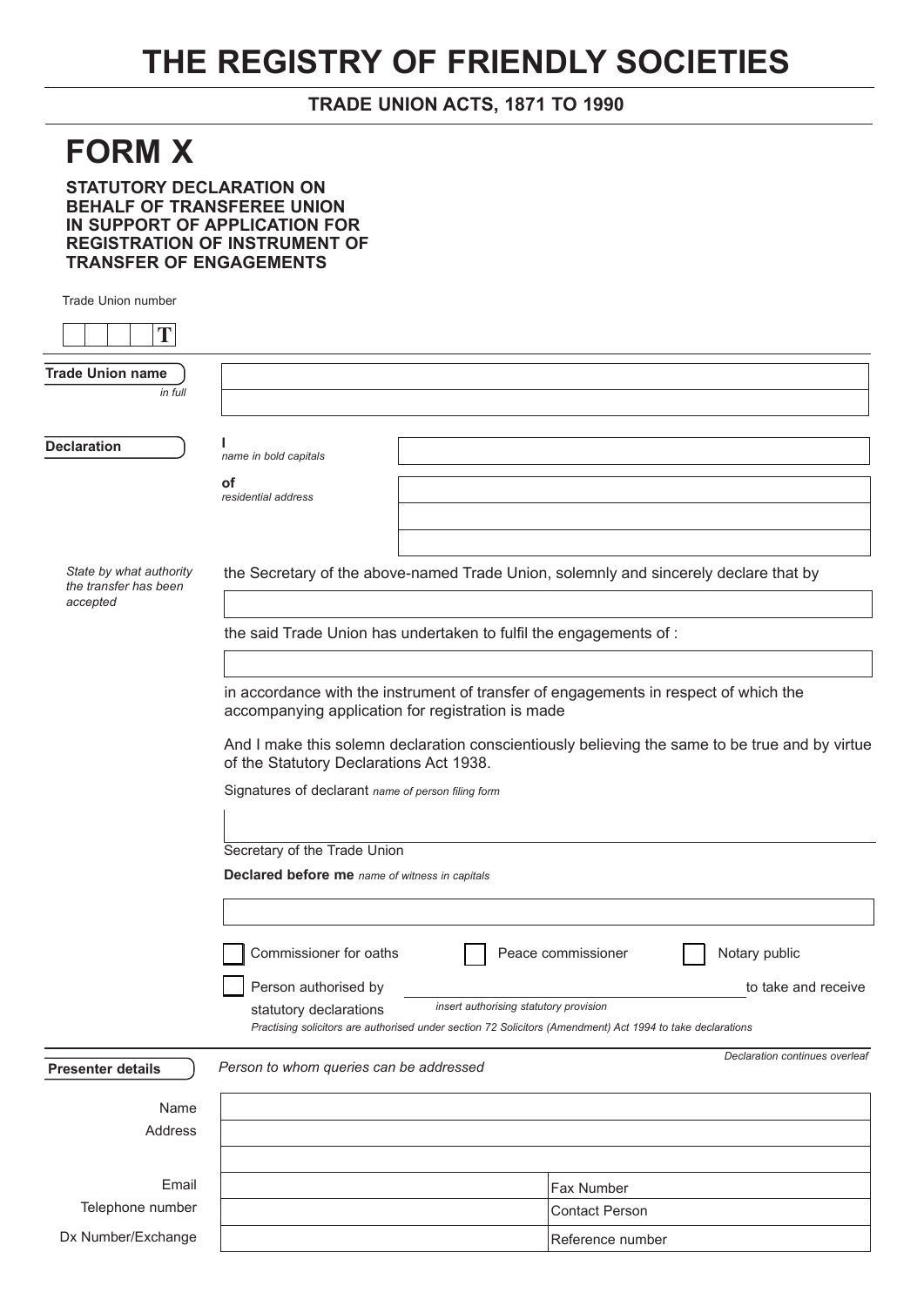# THE REGISTRY OF FRIENDLY SOCIETIES

**TRADE UNION ACTS, 1871 TO 1990**

# FORM X

**STATUTORY DECLARATION ON BEHALF OF TRANSFEREE UNION IN SUPPORT OF APPLICATION FOR REGISTRATION OF INSTRUMENT OF TRANSFER OF ENGAGEMENTS**

Trade Union number

| | | | | T |
|---|---|---|---|---|

**Trade Union name** *in full*

**Declaration**

I *name in bold capitals*

of *residential address*

*State by what authority the transfer has been accepted*

the Secretary of the above-named Trade Union, solemnly and sincerely declare that by

the said Trade Union has undertaken to fulfil the engagements of :

in accordance with the instrument of transfer of engagements in respect of which the accompanying application for registration is made

And I make this solemn declaration conscientiously believing the same to be true and by virtue of the Statutory Declarations Act 1938.

Signatures of declarant *name of person filing form*

Secretary of the Trade Union

**Declared before me** *name of witness in capitals*

☐ Commissioner for oaths ☐ Peace commissioner ☐ Notary public

☐ Person authorised by ______________ to take and receive statutory declarations *insert authorising statutory provision*

*Practising solicitors are authorised under section 72 Solicitors (Amendment) Act 1994 to take declarations*

*Declaration continues overleaf*

**Presenter details** *Person to whom queries can be addressed*

| | | |
|---|---|---|
| Name | | |
| Address | | |
| | | |
| Email | | Fax Number |
| Telephone number | | Contact Person |
| Dx Number/Exchange | | Reference number |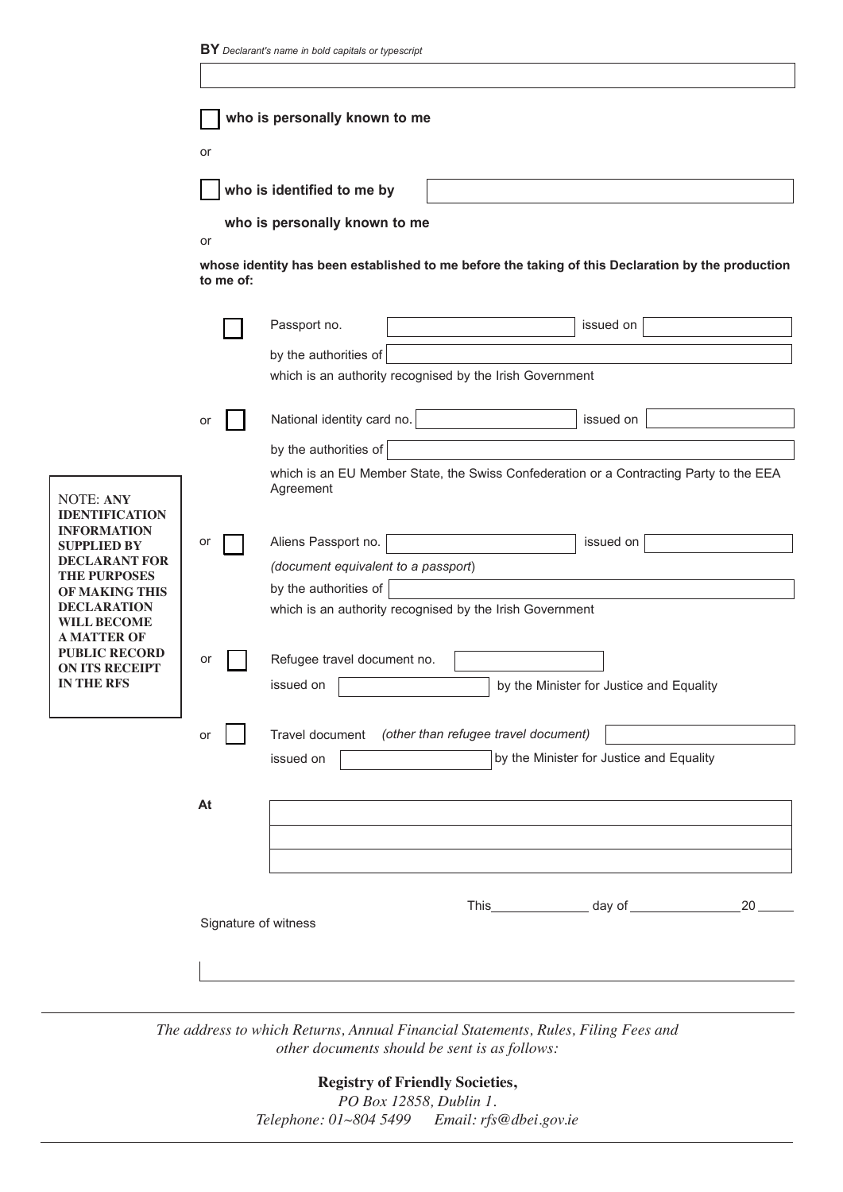**BY** *Declarant's name in bold capitals or typescript*

☐ **who is personally known to me**

or

☐ **who is identified to me by** \_\_\_\_\_\_\_\_\_\_\_\_\_\_\_\_

**who is personally known to me**

or

**whose identity has been established to me before the taking of this Declaration by the production to me of:**

☐ Passport no. \_\_\_\_\_\_\_\_ issued on \_\_\_\_\_\_\_\_
by the authorities of \_\_\_\_\_\_\_\_
which is an authority recognised by the Irish Government

or ☐ National identity card no. \_\_\_\_\_\_\_\_ issued on \_\_\_\_\_\_\_\_
by the authorities of \_\_\_\_\_\_\_\_
which is an EU Member State, the Swiss Confederation or a Contracting Party to the EEA Agreement

or ☐ Aliens Passport no. \_\_\_\_\_\_\_\_ issued on \_\_\_\_\_\_\_\_
*(document equivalent to a passport)*
by the authorities of \_\_\_\_\_\_\_\_
which is an authority recognised by the Irish Government

or ☐ Refugee travel document no. \_\_\_\_\_\_\_\_
issued on \_\_\_\_\_\_\_\_ by the Minister for Justice and Equality

or ☐ Travel document *(other than refugee travel document)* \_\_\_\_\_\_\_\_
issued on \_\_\_\_\_\_\_\_ by the Minister for Justice and Equality

NOTE: **ANY IDENTIFICATION INFORMATION SUPPLIED BY DECLARANT FOR THE PURPOSES OF MAKING THIS DECLARATION WILL BECOME A MATTER OF PUBLIC RECORD ON ITS RECEIPT IN THE RFS**

**At** \_\_\_\_\_\_\_\_\_\_\_\_\_\_\_\_

This \_\_\_\_\_\_\_\_ day of \_\_\_\_\_\_\_\_ 20 \_\_\_\_

Signature of witness

\_\_\_\_\_\_\_\_\_\_\_\_\_\_\_\_

*The address to which Returns, Annual Financial Statements, Rules, Filing Fees and other documents should be sent is as follows:*

**Registry of Friendly Societies,**
*PO Box 12858, Dublin 1.*
*Telephone: 01~804 5499    Email: rfs@dbei.gov.ie*